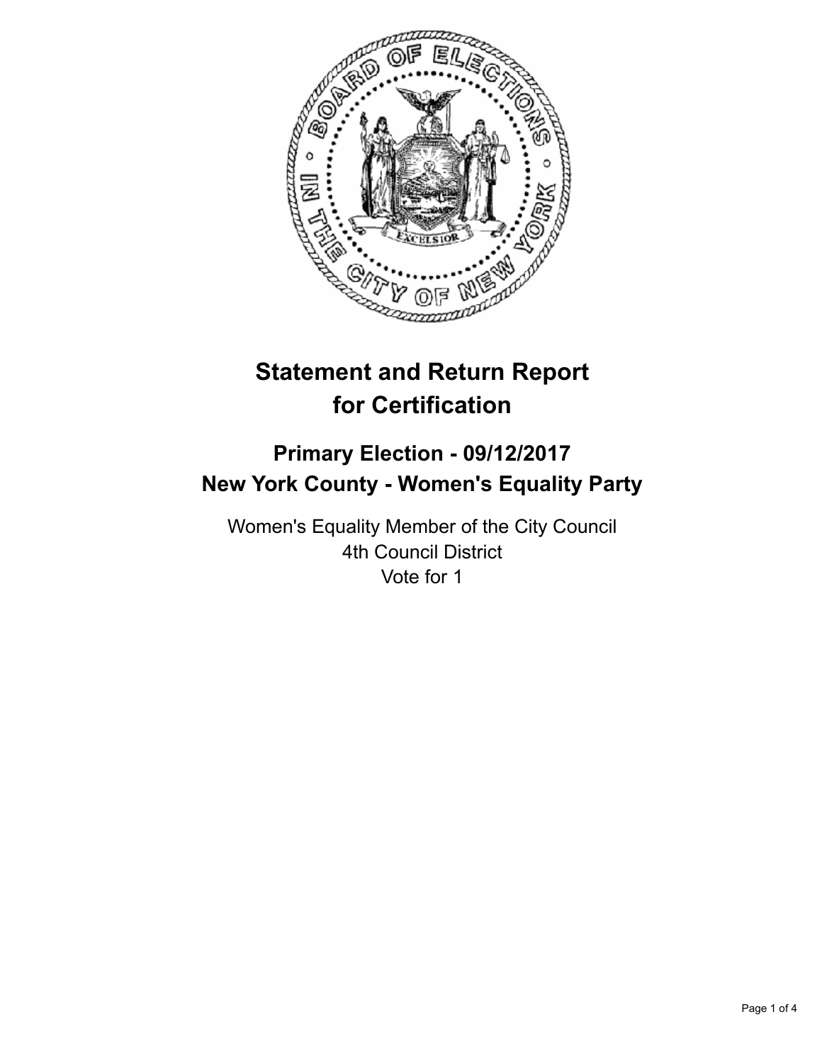# Statement and Return Report for Certification

## Primary Election - 09/12/2017
## New York County - Women's Equality Party

Women's Equality Member of the City Council
4th Council District
Vote for 1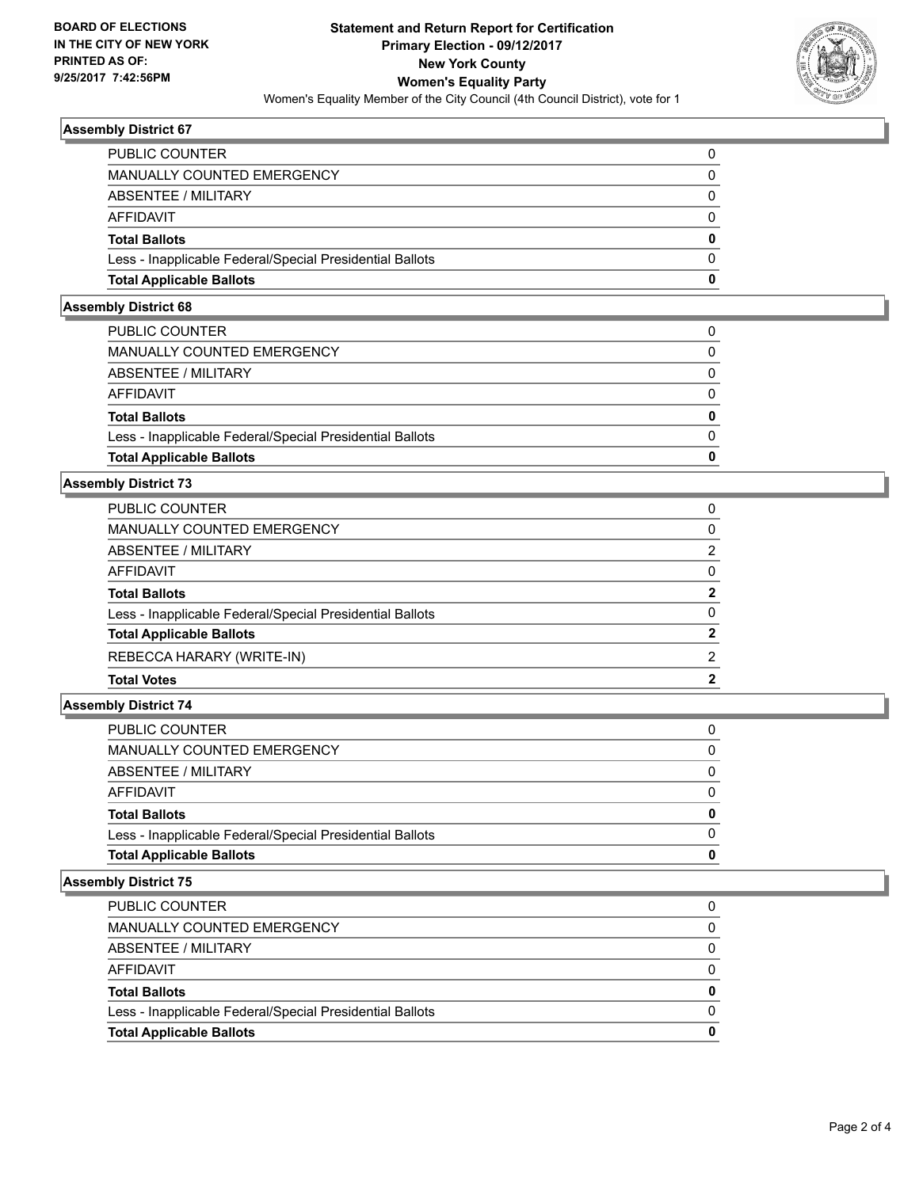**BOARD OF ELECTIONS IN THE CITY OF NEW YORK PRINTED AS OF: 9/25/2017 7:42:56PM**

# Statement and Return Report for Certification
## Primary Election - 09/12/2017
## New York County
## Women's Equality Party
Women's Equality Member of the City Council (4th Council District), vote for 1

### Assembly District 67

| | |
|---|---|
| PUBLIC COUNTER | 0 |
| MANUALLY COUNTED EMERGENCY | 0 |
| ABSENTEE / MILITARY | 0 |
| AFFIDAVIT | 0 |
| **Total Ballots** | **0** |
| Less - Inapplicable Federal/Special Presidential Ballots | 0 |
| **Total Applicable Ballots** | **0** |

### Assembly District 68

| | |
|---|---|
| PUBLIC COUNTER | 0 |
| MANUALLY COUNTED EMERGENCY | 0 |
| ABSENTEE / MILITARY | 0 |
| AFFIDAVIT | 0 |
| **Total Ballots** | **0** |
| Less - Inapplicable Federal/Special Presidential Ballots | 0 |
| **Total Applicable Ballots** | **0** |

### Assembly District 73

| | |
|---|---|
| PUBLIC COUNTER | 0 |
| MANUALLY COUNTED EMERGENCY | 0 |
| ABSENTEE / MILITARY | 2 |
| AFFIDAVIT | 0 |
| **Total Ballots** | **2** |
| Less - Inapplicable Federal/Special Presidential Ballots | 0 |
| **Total Applicable Ballots** | **2** |
| REBECCA HARARY (WRITE-IN) | 2 |
| **Total Votes** | **2** |

### Assembly District 74

| | |
|---|---|
| PUBLIC COUNTER | 0 |
| MANUALLY COUNTED EMERGENCY | 0 |
| ABSENTEE / MILITARY | 0 |
| AFFIDAVIT | 0 |
| **Total Ballots** | **0** |
| Less - Inapplicable Federal/Special Presidential Ballots | 0 |
| **Total Applicable Ballots** | **0** |

### Assembly District 75

| | |
|---|---|
| PUBLIC COUNTER | 0 |
| MANUALLY COUNTED EMERGENCY | 0 |
| ABSENTEE / MILITARY | 0 |
| AFFIDAVIT | 0 |
| **Total Ballots** | **0** |
| Less - Inapplicable Federal/Special Presidential Ballots | 0 |
| **Total Applicable Ballots** | **0** |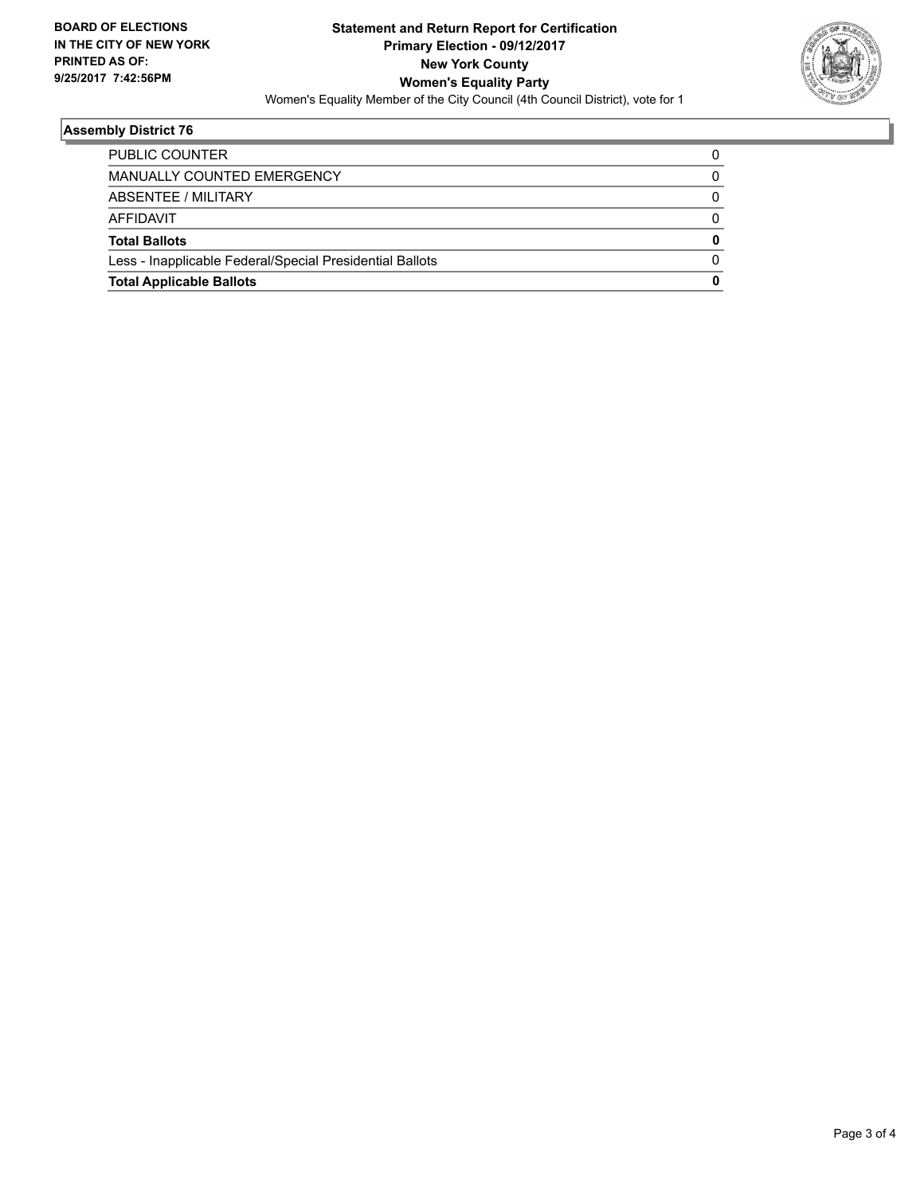**BOARD OF ELECTIONS IN THE CITY OF NEW YORK PRINTED AS OF: 9/25/2017 7:42:56PM**

# Statement and Return Report for Certification
## Primary Election - 09/12/2017
## New York County
## Women's Equality Party

Women's Equality Member of the City Council (4th Council District), vote for 1

### Assembly District 76

| | |
|---|---|
| PUBLIC COUNTER | 0 |
| MANUALLY COUNTED EMERGENCY | 0 |
| ABSENTEE / MILITARY | 0 |
| AFFIDAVIT | 0 |
| **Total Ballots** | **0** |
| Less - Inapplicable Federal/Special Presidential Ballots | 0 |
| **Total Applicable Ballots** | **0** |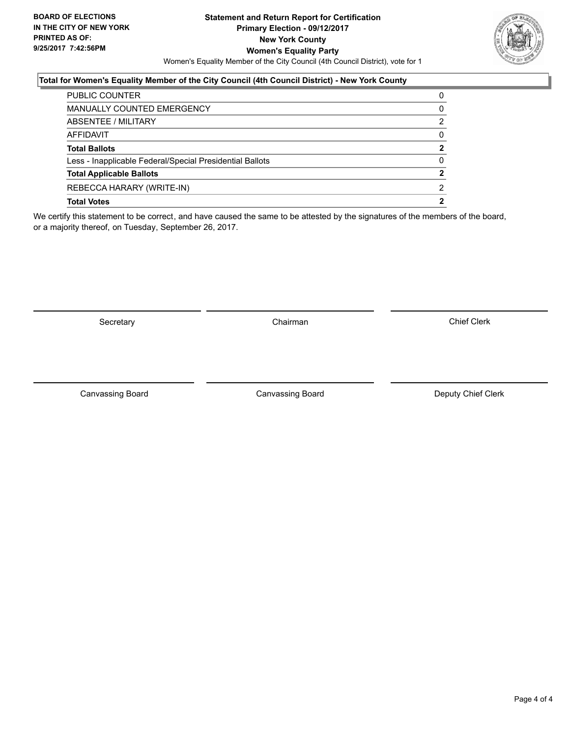**BOARD OF ELECTIONS IN THE CITY OF NEW YORK PRINTED AS OF: 9/25/2017 7:42:56PM**

**Statement and Return Report for Certification**
**Primary Election - 09/12/2017**
**New York County**
**Women's Equality Party**

Women's Equality Member of the City Council (4th Council District), vote for 1

**Total for Women's Equality Member of the City Council (4th Council District) - New York County**

| | |
|---|---|
| PUBLIC COUNTER | 0 |
| MANUALLY COUNTED EMERGENCY | 0 |
| ABSENTEE / MILITARY | 2 |
| AFFIDAVIT | 0 |
| **Total Ballots** | **2** |
| Less - Inapplicable Federal/Special Presidential Ballots | 0 |
| **Total Applicable Ballots** | **2** |
| REBECCA HARARY (WRITE-IN) | 2 |
| **Total Votes** | **2** |

We certify this statement to be correct, and have caused the same to be attested by the signatures of the members of the board, or a majority thereof, on Tuesday, September 26, 2017.

| | | |
|---|---|---|
| Secretary | Chairman | Chief Clerk |
| Canvassing Board | Canvassing Board | Deputy Chief Clerk |